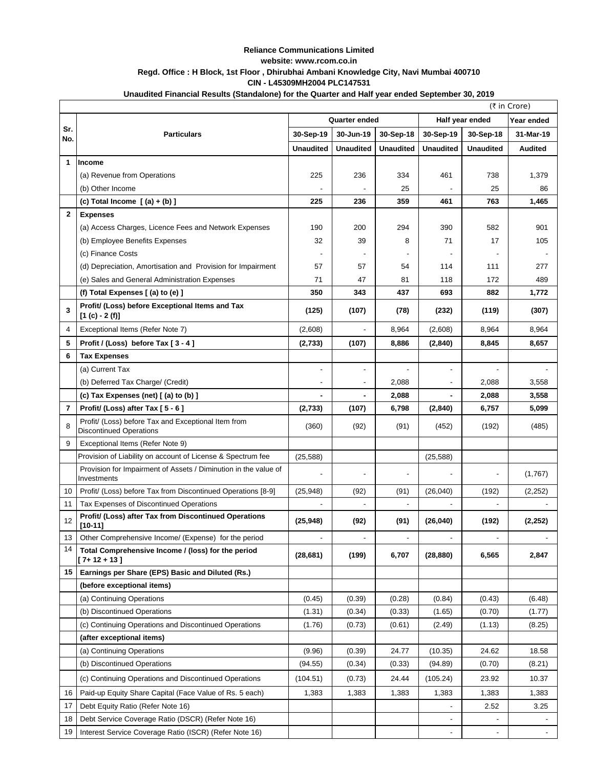**Reliance Communications Limited**

**website: www.rcom.co.in**

**Regd. Office : H Block, 1st Floor , Dhirubhai Ambani Knowledge City, Navi Mumbai 400710**

**CIN - L45309MH2004 PLC147531**

**Unaudited Financial Results (Standalone) for the Quarter and Half year ended September 30, 2019**

(₹ in Crore)

| Sr. No. | Particulars | Quarter ended | | | Half year ended | | Year ended |
|---|---|---|---|---|---|---|---|
| | | 30-Sep-19 | 30-Jun-19 | 30-Sep-18 | 30-Sep-19 | 30-Sep-18 | 31-Mar-19 |
| | | Unaudited | Unaudited | Unaudited | Unaudited | Unaudited | Audited |
| **1** | **Income** | | | | | | |
| | (a) Revenue from Operations | 225 | 236 | 334 | 461 | 738 | 1,379 |
| | (b) Other Income | - | - | 25 | - | 25 | 86 |
| | **(c) Total Income [ (a) + (b) ]** | **225** | **236** | **359** | **461** | **763** | **1,465** |
| **2** | **Expenses** | | | | | | |
| | (a) Access Charges, Licence Fees and Network Expenses | 190 | 200 | 294 | 390 | 582 | 901 |
| | (b) Employee Benefits Expenses | 32 | 39 | 8 | 71 | 17 | 105 |
| | (c) Finance Costs | - | - | - | - | - | - |
| | (d) Depreciation, Amortisation and Provision for Impairment | 57 | 57 | 54 | 114 | 111 | 277 |
| | (e) Sales and General Administration Expenses | 71 | 47 | 81 | 118 | 172 | 489 |
| | **(f) Total Expenses [ (a) to (e) ]** | **350** | **343** | **437** | **693** | **882** | **1,772** |
| **3** | **Profit/ (Loss) before Exceptional Items and Tax [1 (c) - 2 (f)]** | **(125)** | **(107)** | **(78)** | **(232)** | **(119)** | **(307)** |
| 4 | Exceptional Items (Refer Note 7) | (2,608) | - | 8,964 | (2,608) | 8,964 | 8,964 |
| **5** | **Profit / (Loss) before Tax [ 3 - 4 ]** | **(2,733)** | **(107)** | **8,886** | **(2,840)** | **8,845** | **8,657** |
| **6** | **Tax Expenses** | | | | | | |
| | (a) Current Tax | - | - | - | - | - | - |
| | (b) Deferred Tax Charge/ (Credit) | - | - | 2,088 | - | 2,088 | 3,558 |
| | **(c) Tax Expenses (net) [ (a) to (b) ]** | **-** | **-** | **2,088** | **-** | **2,088** | **3,558** |
| **7** | **Profit/ (Loss) after Tax [ 5 - 6 ]** | **(2,733)** | **(107)** | **6,798** | **(2,840)** | **6,757** | **5,099** |
| 8 | Profit/ (Loss) before Tax and Exceptional Item from Discontinued Operations | (360) | (92) | (91) | (452) | (192) | (485) |
| 9 | Exceptional Items (Refer Note 9) | | | | | | |
| | Provision of Liability on account of License & Spectrum fee | (25,588) | | | (25,588) | | |
| | Provision for Impairment of Assets / Diminution in the value of Investments | - | - | - | - | - | (1,767) |
| 10 | Profit/ (Loss) before Tax from Discontinued Operations [8-9] | (25,948) | (92) | (91) | (26,040) | (192) | (2,252) |
| 11 | Tax Expenses of Discontinued Operations | - | - | - | - | - | - |
| 12 | **Profit/ (Loss) after Tax from Discontinued Operations [10-11]** | **(25,948)** | **(92)** | **(91)** | **(26,040)** | **(192)** | **(2,252)** |
| 13 | Other Comprehensive Income/ (Expense) for the period | - | - | - | - | - | - |
| 14 | **Total Comprehensive Income / (loss) for the period [ 7+ 12 + 13 ]** | **(28,681)** | **(199)** | **6,707** | **(28,880)** | **6,565** | **2,847** |
| **15** | **Earnings per Share (EPS) Basic and Diluted (Rs.)** | | | | | | |
| | **(before exceptional items)** | | | | | | |
| | (a) Continuing Operations | (0.45) | (0.39) | (0.28) | (0.84) | (0.43) | (6.48) |
| | (b) Discontinued Operations | (1.31) | (0.34) | (0.33) | (1.65) | (0.70) | (1.77) |
| | (c) Continuing Operations and Discontinued Operations | (1.76) | (0.73) | (0.61) | (2.49) | (1.13) | (8.25) |
| | **(after exceptional items)** | | | | | | |
| | (a) Continuing Operations | (9.96) | (0.39) | 24.77 | (10.35) | 24.62 | 18.58 |
| | (b) Discontinued Operations | (94.55) | (0.34) | (0.33) | (94.89) | (0.70) | (8.21) |
| | (c) Continuing Operations and Discontinued Operations | (104.51) | (0.73) | 24.44 | (105.24) | 23.92 | 10.37 |
| 16 | Paid-up Equity Share Capital (Face Value of Rs. 5 each) | 1,383 | 1,383 | 1,383 | 1,383 | 1,383 | 1,383 |
| 17 | Debt Equity Ratio (Refer Note 16) | | | | - | 2.52 | 3.25 |
| 18 | Debt Service Coverage Ratio (DSCR) (Refer Note 16) | | | | - | - | - |
| 19 | Interest Service Coverage Ratio (ISCR) (Refer Note 16) | | | | - | - | - |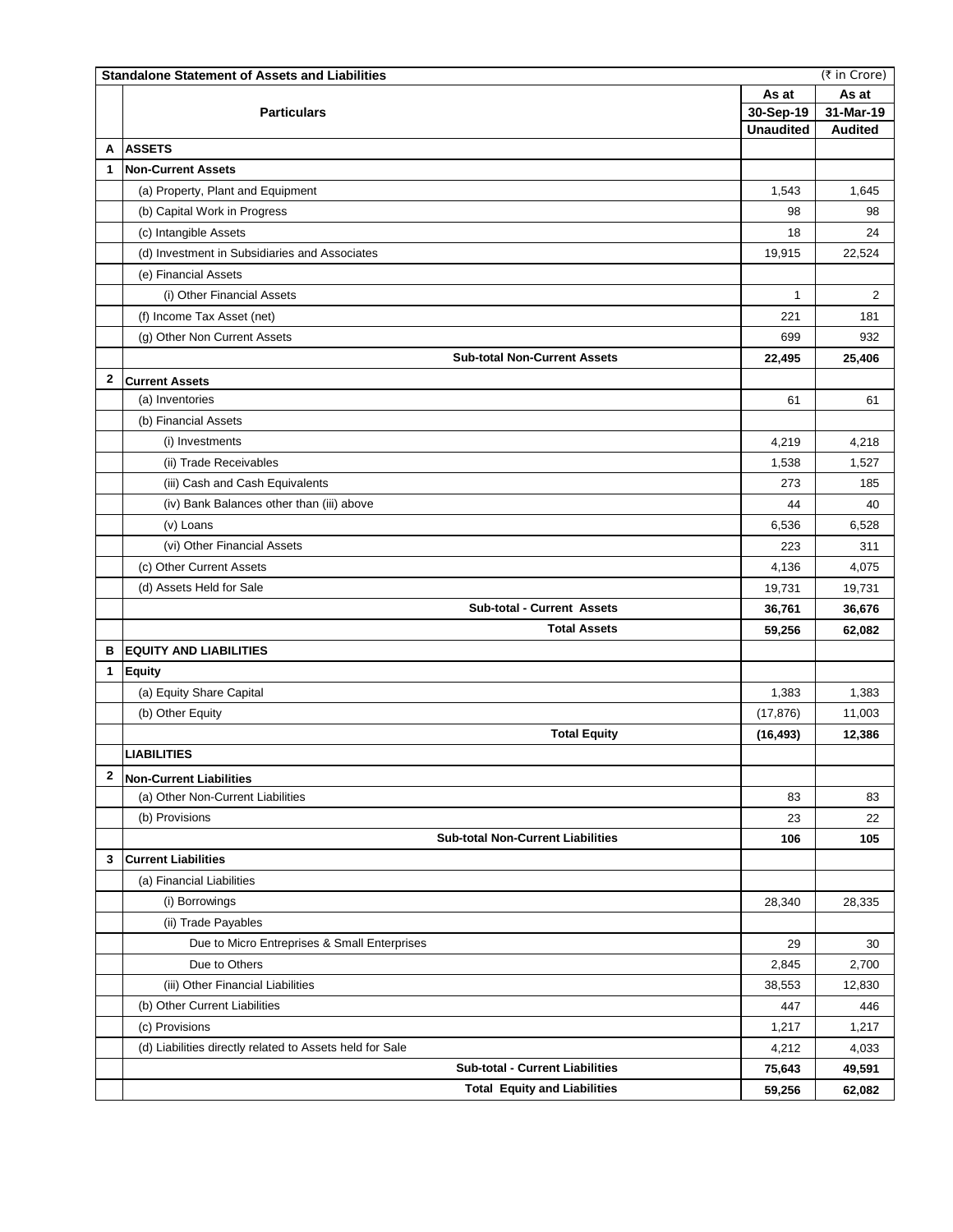**Standalone Statement of Assets and Liabilities** (₹ in Crore)

| | Particulars | As at 30-Sep-19 Unaudited | As at 31-Mar-19 Audited |
|---|---|---|---|
| **A** | **ASSETS** | | |
| **1** | **Non-Current Assets** | | |
| | (a) Property, Plant and Equipment | 1,543 | 1,645 |
| | (b) Capital Work in Progress | 98 | 98 |
| | (c) Intangible Assets | 18 | 24 |
| | (d) Investment in Subsidiaries and Associates | 19,915 | 22,524 |
| | (e) Financial Assets | | |
| | (i) Other Financial Assets | 1 | 2 |
| | (f) Income Tax Asset (net) | 221 | 181 |
| | (g) Other Non Current Assets | 699 | 932 |
| | **Sub-total Non-Current Assets** | **22,495** | **25,406** |
| **2** | **Current Assets** | | |
| | (a) Inventories | 61 | 61 |
| | (b) Financial Assets | | |
| | (i) Investments | 4,219 | 4,218 |
| | (ii) Trade Receivables | 1,538 | 1,527 |
| | (iii) Cash and Cash Equivalents | 273 | 185 |
| | (iv) Bank Balances other than (iii) above | 44 | 40 |
| | (v) Loans | 6,536 | 6,528 |
| | (vi) Other Financial Assets | 223 | 311 |
| | (c) Other Current Assets | 4,136 | 4,075 |
| | (d) Assets Held for Sale | 19,731 | 19,731 |
| | **Sub-total - Current Assets** | **36,761** | **36,676** |
| | **Total Assets** | **59,256** | **62,082** |
| **B** | **EQUITY AND LIABILITIES** | | |
| **1** | **Equity** | | |
| | (a) Equity Share Capital | 1,383 | 1,383 |
| | (b) Other Equity | (17,876) | 11,003 |
| | **Total Equity** | **(16,493)** | **12,386** |
| | **LIABILITIES** | | |
| **2** | **Non-Current Liabilities** | | |
| | (a) Other Non-Current Liabilities | 83 | 83 |
| | (b) Provisions | 23 | 22 |
| | **Sub-total Non-Current Liabilities** | **106** | **105** |
| **3** | **Current Liabilities** | | |
| | (a) Financial Liabilities | | |
| | (i) Borrowings | 28,340 | 28,335 |
| | (ii) Trade Payables | | |
| | Due to Micro Entreprises & Small Enterprises | 29 | 30 |
| | Due to Others | 2,845 | 2,700 |
| | (iii) Other Financial Liabilities | 38,553 | 12,830 |
| | (b) Other Current Liabilities | 447 | 446 |
| | (c) Provisions | 1,217 | 1,217 |
| | (d) Liabilities directly related to Assets held for Sale | 4,212 | 4,033 |
| | **Sub-total - Current Liabilities** | **75,643** | **49,591** |
| | **Total Equity and Liabilities** | **59,256** | **62,082** |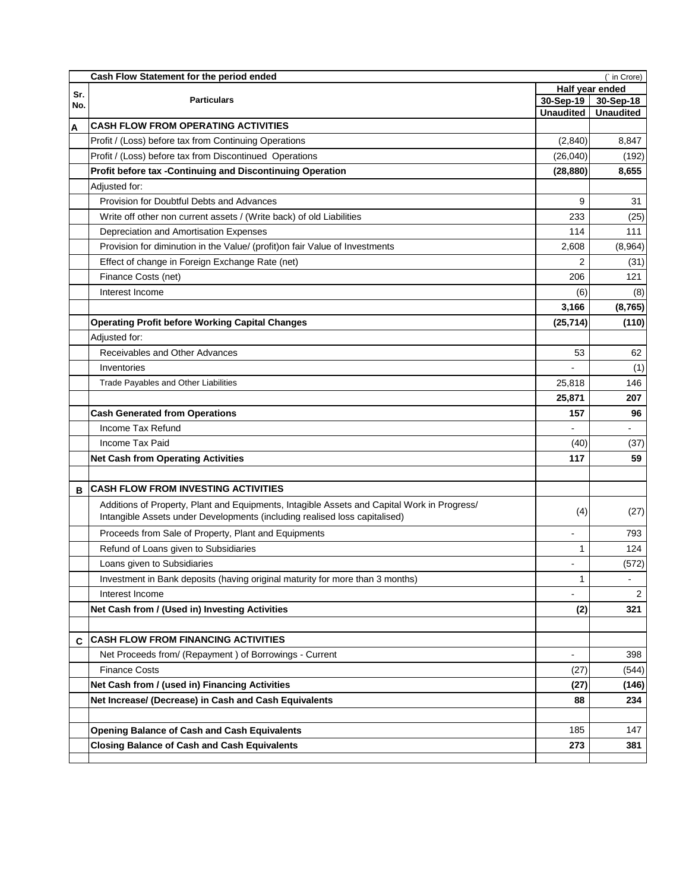| Sr. No. | Cash Flow Statement for the period ended | | (` in Crore) |
|---|---|---|---|
| | Particulars | Half year ended | |
| | | 30-Sep-19 | 30-Sep-18 |
| | | Unaudited | Unaudited |
| **A** | **CASH FLOW FROM OPERATING ACTIVITIES** | | |
| | Profit / (Loss) before tax from Continuing Operations | (2,840) | 8,847 |
| | Profit / (Loss) before tax from Discontinued Operations | (26,040) | (192) |
| | **Profit before tax -Continuing and Discontinuing Operation** | **(28,880)** | **8,655** |
| | Adjusted for: | | |
| | Provision for Doubtful Debts and Advances | 9 | 31 |
| | Write off other non current assets / (Write back) of old Liabilities | 233 | (25) |
| | Depreciation and Amortisation Expenses | 114 | 111 |
| | Provision for diminution in the Value/ (profit)on fair Value of Investments | 2,608 | (8,964) |
| | Effect of change in Foreign Exchange Rate (net) | 2 | (31) |
| | Finance Costs (net) | 206 | 121 |
| | Interest Income | (6) | (8) |
| | | **3,166** | **(8,765)** |
| | **Operating Profit before Working Capital Changes** | **(25,714)** | **(110)** |
| | Adjusted for: | | |
| | Receivables and Other Advances | 53 | 62 |
| | Inventories | - | (1) |
| | Trade Payables and Other Liabilities | 25,818 | 146 |
| | | **25,871** | **207** |
| | **Cash Generated from Operations** | **157** | **96** |
| | Income Tax Refund | - | - |
| | Income Tax Paid | (40) | (37) |
| | **Net Cash from Operating Activities** | **117** | **59** |
| | | | |
| **B** | **CASH FLOW FROM INVESTING ACTIVITIES** | | |
| | Additions of Property, Plant and Equipments, Intagible Assets and Capital Work in Progress/ Intangible Assets under Developments (including realised loss capitalised) | (4) | (27) |
| | Proceeds from Sale of Property, Plant and Equipments | - | 793 |
| | Refund of Loans given to Subsidiaries | 1 | 124 |
| | Loans given to Subsidiaries | - | (572) |
| | Investment in Bank deposits (having original maturity for more than 3 months) | 1 | - |
| | Interest Income | - | 2 |
| | **Net Cash from / (Used in) Investing Activities** | **(2)** | **321** |
| | | | |
| **C** | **CASH FLOW FROM FINANCING ACTIVITIES** | | |
| | Net Proceeds from/ (Repayment ) of Borrowings - Current | - | 398 |
| | Finance Costs | (27) | (544) |
| | **Net Cash from / (used in) Financing Activities** | **(27)** | **(146)** |
| | **Net Increase/ (Decrease) in Cash and Cash Equivalents** | **88** | **234** |
| | | | |
| | **Opening Balance of Cash and Cash Equivalents** | 185 | 147 |
| | **Closing Balance of Cash and Cash Equivalents** | **273** | **381** |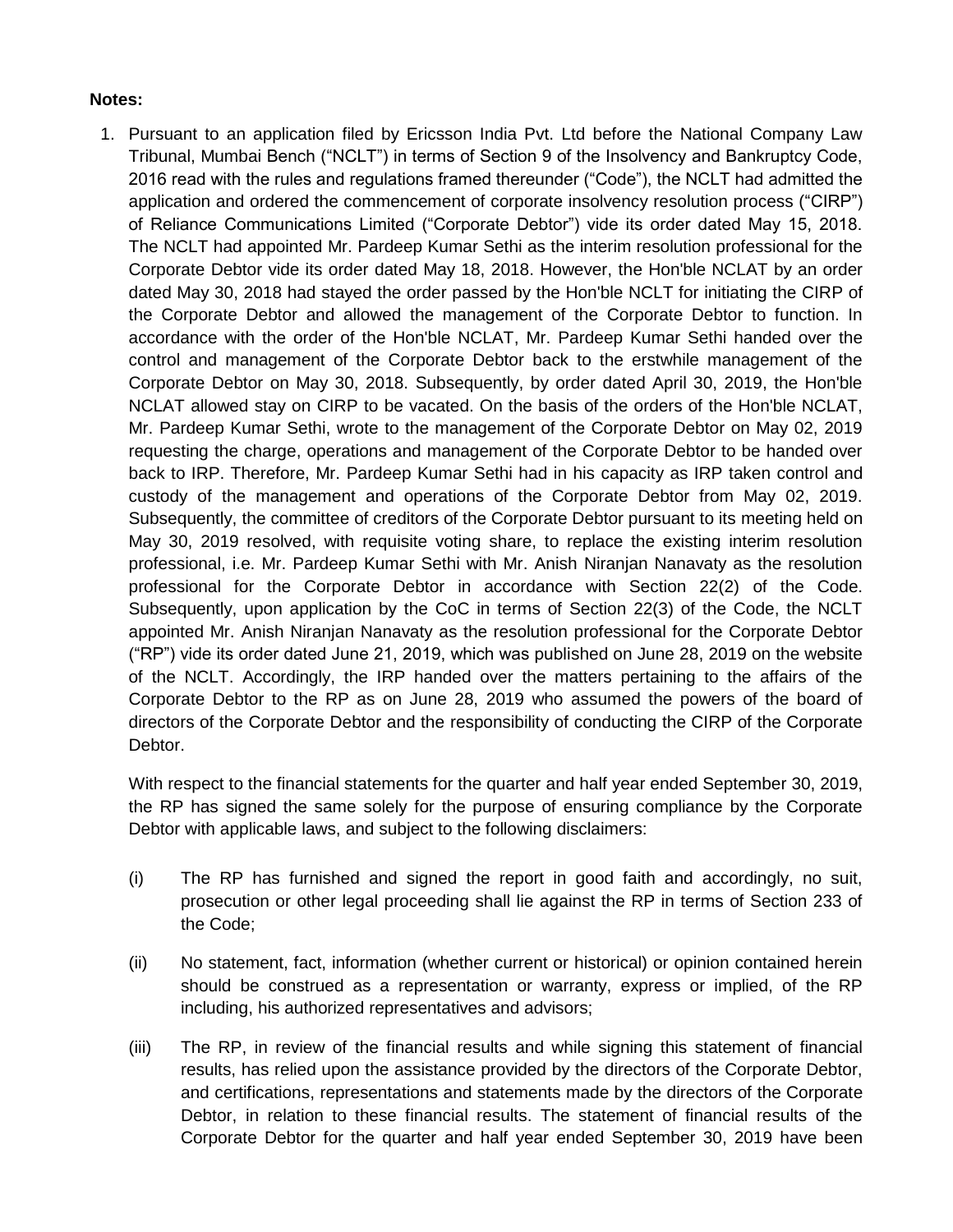**Notes:**

1. Pursuant to an application filed by Ericsson India Pvt. Ltd before the National Company Law Tribunal, Mumbai Bench ("NCLT") in terms of Section 9 of the Insolvency and Bankruptcy Code, 2016 read with the rules and regulations framed thereunder ("Code"), the NCLT had admitted the application and ordered the commencement of corporate insolvency resolution process ("CIRP") of Reliance Communications Limited ("Corporate Debtor") vide its order dated May 15, 2018. The NCLT had appointed Mr. Pardeep Kumar Sethi as the interim resolution professional for the Corporate Debtor vide its order dated May 18, 2018. However, the Hon'ble NCLAT by an order dated May 30, 2018 had stayed the order passed by the Hon'ble NCLT for initiating the CIRP of the Corporate Debtor and allowed the management of the Corporate Debtor to function. In accordance with the order of the Hon'ble NCLAT, Mr. Pardeep Kumar Sethi handed over the control and management of the Corporate Debtor back to the erstwhile management of the Corporate Debtor on May 30, 2018. Subsequently, by order dated April 30, 2019, the Hon'ble NCLAT allowed stay on CIRP to be vacated. On the basis of the orders of the Hon'ble NCLAT, Mr. Pardeep Kumar Sethi, wrote to the management of the Corporate Debtor on May 02, 2019 requesting the charge, operations and management of the Corporate Debtor to be handed over back to IRP. Therefore, Mr. Pardeep Kumar Sethi had in his capacity as IRP taken control and custody of the management and operations of the Corporate Debtor from May 02, 2019. Subsequently, the committee of creditors of the Corporate Debtor pursuant to its meeting held on May 30, 2019 resolved, with requisite voting share, to replace the existing interim resolution professional, i.e. Mr. Pardeep Kumar Sethi with Mr. Anish Niranjan Nanavaty as the resolution professional for the Corporate Debtor in accordance with Section 22(2) of the Code. Subsequently, upon application by the CoC in terms of Section 22(3) of the Code, the NCLT appointed Mr. Anish Niranjan Nanavaty as the resolution professional for the Corporate Debtor ("RP") vide its order dated June 21, 2019, which was published on June 28, 2019 on the website of the NCLT. Accordingly, the IRP handed over the matters pertaining to the affairs of the Corporate Debtor to the RP as on June 28, 2019 who assumed the powers of the board of directors of the Corporate Debtor and the responsibility of conducting the CIRP of the Corporate Debtor.

   With respect to the financial statements for the quarter and half year ended September 30, 2019, the RP has signed the same solely for the purpose of ensuring compliance by the Corporate Debtor with applicable laws, and subject to the following disclaimers:

   (i) The RP has furnished and signed the report in good faith and accordingly, no suit, prosecution or other legal proceeding shall lie against the RP in terms of Section 233 of the Code;

   (ii) No statement, fact, information (whether current or historical) or opinion contained herein should be construed as a representation or warranty, express or implied, of the RP including, his authorized representatives and advisors;

   (iii) The RP, in review of the financial results and while signing this statement of financial results, has relied upon the assistance provided by the directors of the Corporate Debtor, and certifications, representations and statements made by the directors of the Corporate Debtor, in relation to these financial results. The statement of financial results of the Corporate Debtor for the quarter and half year ended September 30, 2019 have been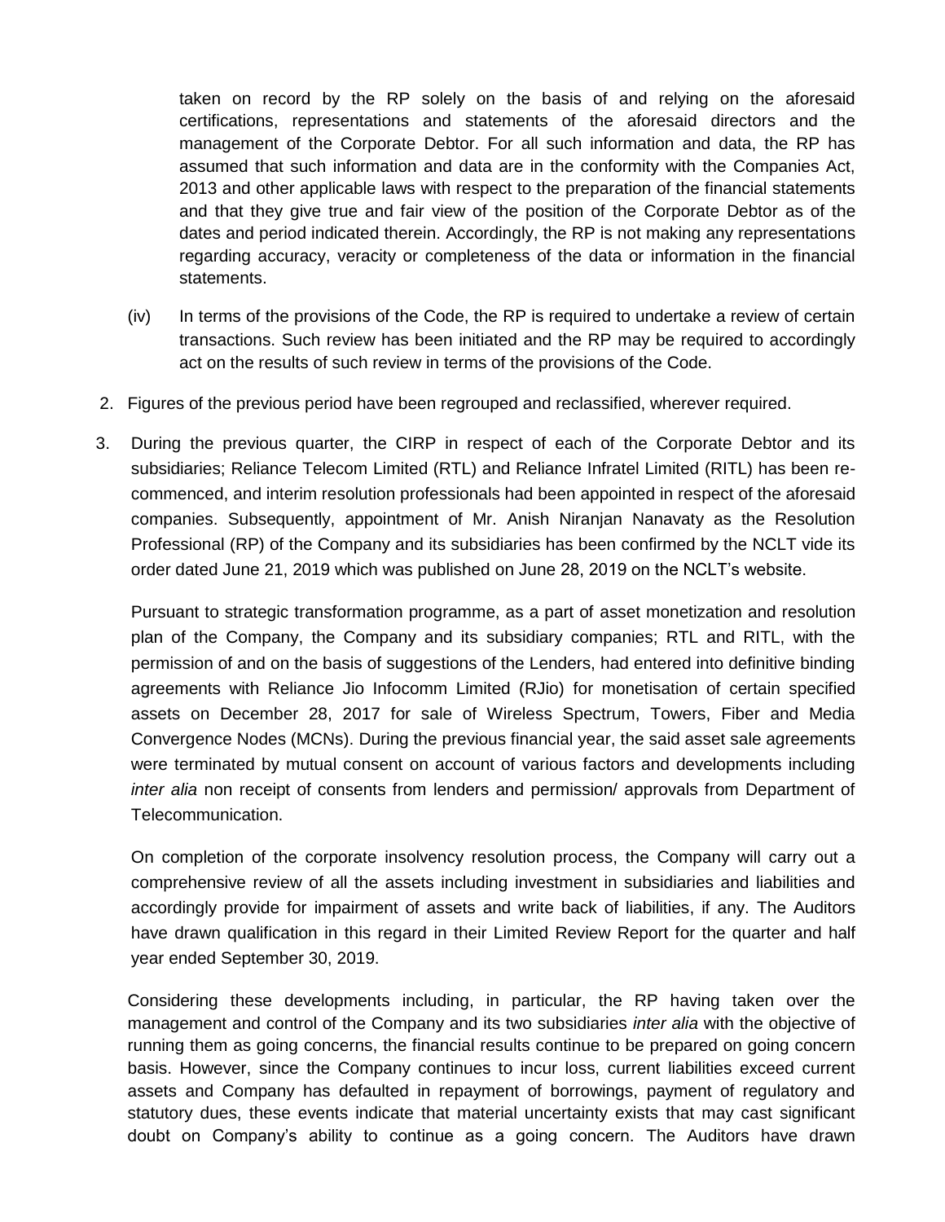taken on record by the RP solely on the basis of and relying on the aforesaid certifications, representations and statements of the aforesaid directors and the management of the Corporate Debtor. For all such information and data, the RP has assumed that such information and data are in the conformity with the Companies Act, 2013 and other applicable laws with respect to the preparation of the financial statements and that they give true and fair view of the position of the Corporate Debtor as of the dates and period indicated therein. Accordingly, the RP is not making any representations regarding accuracy, veracity or completeness of the data or information in the financial statements.

(iv) In terms of the provisions of the Code, the RP is required to undertake a review of certain transactions. Such review has been initiated and the RP may be required to accordingly act on the results of such review in terms of the provisions of the Code.

2. Figures of the previous period have been regrouped and reclassified, wherever required.

3. During the previous quarter, the CIRP in respect of each of the Corporate Debtor and its subsidiaries; Reliance Telecom Limited (RTL) and Reliance Infratel Limited (RITL) has been re-commenced, and interim resolution professionals had been appointed in respect of the aforesaid companies. Subsequently, appointment of Mr. Anish Niranjan Nanavaty as the Resolution Professional (RP) of the Company and its subsidiaries has been confirmed by the NCLT vide its order dated June 21, 2019 which was published on June 28, 2019 on the NCLT's website.

   Pursuant to strategic transformation programme, as a part of asset monetization and resolution plan of the Company, the Company and its subsidiary companies; RTL and RITL, with the permission of and on the basis of suggestions of the Lenders, had entered into definitive binding agreements with Reliance Jio Infocomm Limited (RJio) for monetisation of certain specified assets on December 28, 2017 for sale of Wireless Spectrum, Towers, Fiber and Media Convergence Nodes (MCNs). During the previous financial year, the said asset sale agreements were terminated by mutual consent on account of various factors and developments including *inter alia* non receipt of consents from lenders and permission/ approvals from Department of Telecommunication.

   On completion of the corporate insolvency resolution process, the Company will carry out a comprehensive review of all the assets including investment in subsidiaries and liabilities and accordingly provide for impairment of assets and write back of liabilities, if any. The Auditors have drawn qualification in this regard in their Limited Review Report for the quarter and half year ended September 30, 2019.

   Considering these developments including, in particular, the RP having taken over the management and control of the Company and its two subsidiaries *inter alia* with the objective of running them as going concerns, the financial results continue to be prepared on going concern basis. However, since the Company continues to incur loss, current liabilities exceed current assets and Company has defaulted in repayment of borrowings, payment of regulatory and statutory dues, these events indicate that material uncertainty exists that may cast significant doubt on Company's ability to continue as a going concern. The Auditors have drawn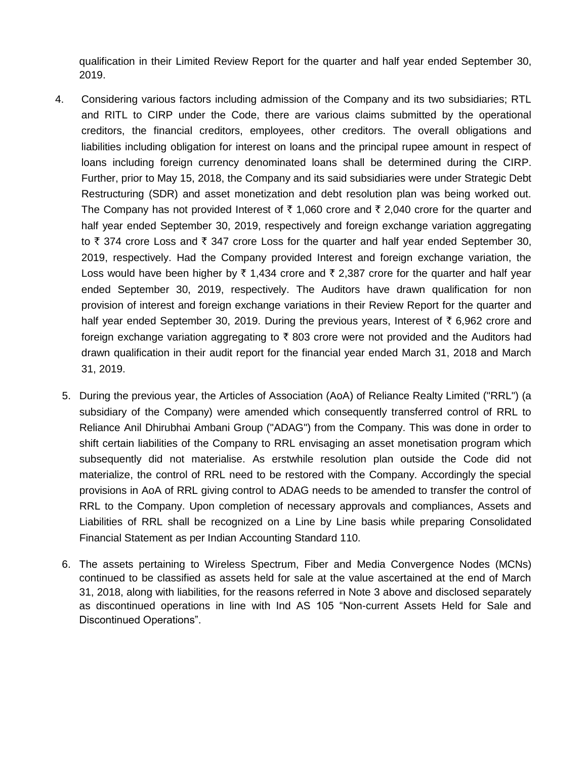qualification in their Limited Review Report for the quarter and half year ended September 30, 2019.

4. Considering various factors including admission of the Company and its two subsidiaries; RTL and RITL to CIRP under the Code, there are various claims submitted by the operational creditors, the financial creditors, employees, other creditors. The overall obligations and liabilities including obligation for interest on loans and the principal rupee amount in respect of loans including foreign currency denominated loans shall be determined during the CIRP. Further, prior to May 15, 2018, the Company and its said subsidiaries were under Strategic Debt Restructuring (SDR) and asset monetization and debt resolution plan was being worked out. The Company has not provided Interest of ₹ 1,060 crore and ₹ 2,040 crore for the quarter and half year ended September 30, 2019, respectively and foreign exchange variation aggregating to ₹ 374 crore Loss and ₹ 347 crore Loss for the quarter and half year ended September 30, 2019, respectively. Had the Company provided Interest and foreign exchange variation, the Loss would have been higher by ₹ 1,434 crore and ₹ 2,387 crore for the quarter and half year ended September 30, 2019, respectively. The Auditors have drawn qualification for non provision of interest and foreign exchange variations in their Review Report for the quarter and half year ended September 30, 2019. During the previous years, Interest of ₹ 6,962 crore and foreign exchange variation aggregating to ₹ 803 crore were not provided and the Auditors had drawn qualification in their audit report for the financial year ended March 31, 2018 and March 31, 2019.

5. During the previous year, the Articles of Association (AoA) of Reliance Realty Limited ("RRL") (a subsidiary of the Company) were amended which consequently transferred control of RRL to Reliance Anil Dhirubhai Ambani Group ("ADAG") from the Company. This was done in order to shift certain liabilities of the Company to RRL envisaging an asset monetisation program which subsequently did not materialise. As erstwhile resolution plan outside the Code did not materialize, the control of RRL need to be restored with the Company. Accordingly the special provisions in AoA of RRL giving control to ADAG needs to be amended to transfer the control of RRL to the Company. Upon completion of necessary approvals and compliances, Assets and Liabilities of RRL shall be recognized on a Line by Line basis while preparing Consolidated Financial Statement as per Indian Accounting Standard 110.

6. The assets pertaining to Wireless Spectrum, Fiber and Media Convergence Nodes (MCNs) continued to be classified as assets held for sale at the value ascertained at the end of March 31, 2018, along with liabilities, for the reasons referred in Note 3 above and disclosed separately as discontinued operations in line with Ind AS 105 “Non-current Assets Held for Sale and Discontinued Operations”.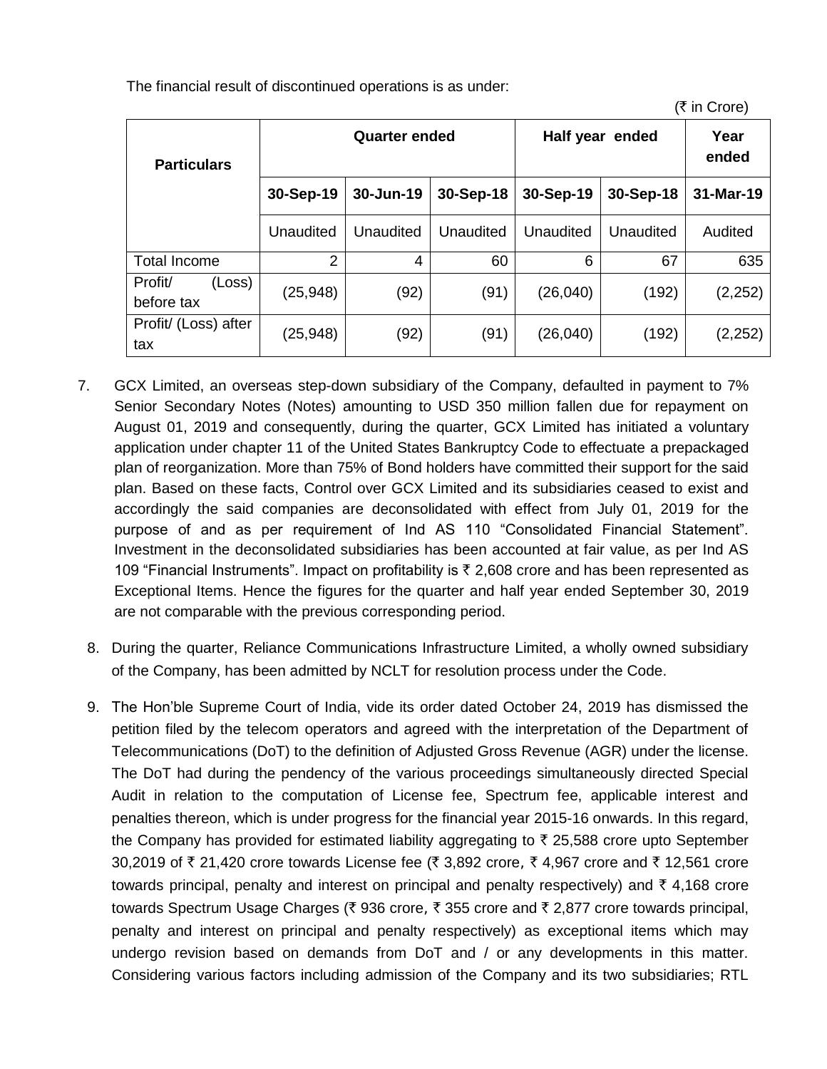The financial result of discontinued operations is as under:

(₹ in Crore)

| Particulars | Quarter ended | | | Half year ended | | Year ended |
|---|---|---|---|---|---|---|
| | 30-Sep-19 | 30-Jun-19 | 30-Sep-18 | 30-Sep-19 | 30-Sep-18 | 31-Mar-19 |
| | Unaudited | Unaudited | Unaudited | Unaudited | Unaudited | Audited |
| Total Income | 2 | 4 | 60 | 6 | 67 | 635 |
| Profit/ (Loss) before tax | (25,948) | (92) | (91) | (26,040) | (192) | (2,252) |
| Profit/ (Loss) after tax | (25,948) | (92) | (91) | (26,040) | (192) | (2,252) |

7. GCX Limited, an overseas step-down subsidiary of the Company, defaulted in payment to 7% Senior Secondary Notes (Notes) amounting to USD 350 million fallen due for repayment on August 01, 2019 and consequently, during the quarter, GCX Limited has initiated a voluntary application under chapter 11 of the United States Bankruptcy Code to effectuate a prepackaged plan of reorganization. More than 75% of Bond holders have committed their support for the said plan. Based on these facts, Control over GCX Limited and its subsidiaries ceased to exist and accordingly the said companies are deconsolidated with effect from July 01, 2019 for the purpose of and as per requirement of Ind AS 110 "Consolidated Financial Statement". Investment in the deconsolidated subsidiaries has been accounted at fair value, as per Ind AS 109 "Financial Instruments". Impact on profitability is ₹ 2,608 crore and has been represented as Exceptional Items. Hence the figures for the quarter and half year ended September 30, 2019 are not comparable with the previous corresponding period.

8. During the quarter, Reliance Communications Infrastructure Limited, a wholly owned subsidiary of the Company, has been admitted by NCLT for resolution process under the Code.

9. The Hon'ble Supreme Court of India, vide its order dated October 24, 2019 has dismissed the petition filed by the telecom operators and agreed with the interpretation of the Department of Telecommunications (DoT) to the definition of Adjusted Gross Revenue (AGR) under the license. The DoT had during the pendency of the various proceedings simultaneously directed Special Audit in relation to the computation of License fee, Spectrum fee, applicable interest and penalties thereon, which is under progress for the financial year 2015-16 onwards. In this regard, the Company has provided for estimated liability aggregating to ₹ 25,588 crore upto September 30,2019 of ₹ 21,420 crore towards License fee (₹ 3,892 crore, ₹ 4,967 crore and ₹ 12,561 crore towards principal, penalty and interest on principal and penalty respectively) and ₹ 4,168 crore towards Spectrum Usage Charges (₹ 936 crore, ₹ 355 crore and ₹ 2,877 crore towards principal, penalty and interest on principal and penalty respectively) as exceptional items which may undergo revision based on demands from DoT and / or any developments in this matter. Considering various factors including admission of the Company and its two subsidiaries; RTL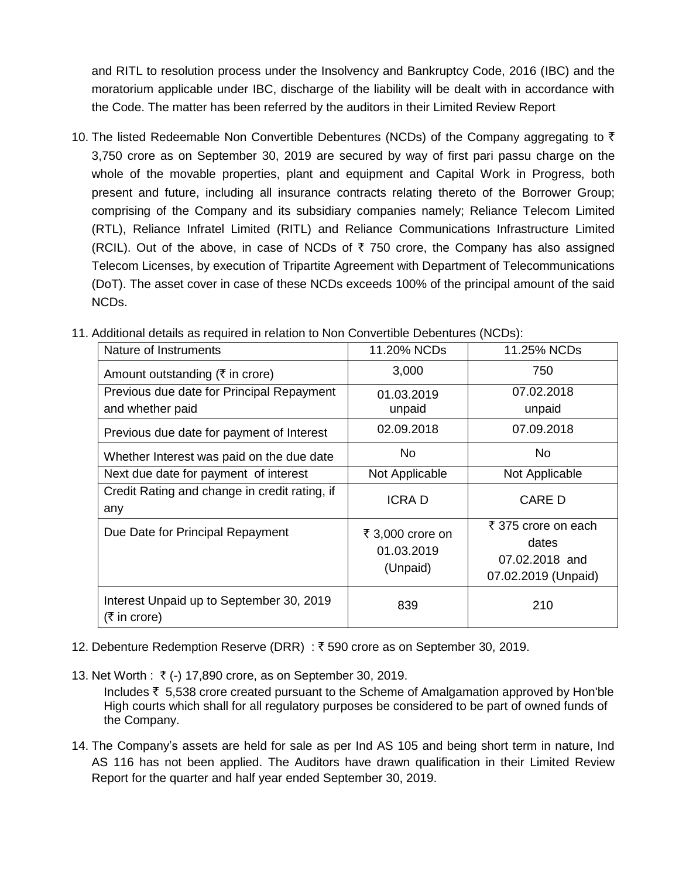and RITL to resolution process under the Insolvency and Bankruptcy Code, 2016 (IBC) and the moratorium applicable under IBC, discharge of the liability will be dealt with in accordance with the Code. The matter has been referred by the auditors in their Limited Review Report

10. The listed Redeemable Non Convertible Debentures (NCDs) of the Company aggregating to ₹ 3,750 crore as on September 30, 2019 are secured by way of first pari passu charge on the whole of the movable properties, plant and equipment and Capital Work in Progress, both present and future, including all insurance contracts relating thereto of the Borrower Group; comprising of the Company and its subsidiary companies namely; Reliance Telecom Limited (RTL), Reliance Infratel Limited (RITL) and Reliance Communications Infrastructure Limited (RCIL). Out of the above, in case of NCDs of ₹ 750 crore, the Company has also assigned Telecom Licenses, by execution of Tripartite Agreement with Department of Telecommunications (DoT). The asset cover in case of these NCDs exceeds 100% of the principal amount of the said NCDs.

11. Additional details as required in relation to Non Convertible Debentures (NCDs):

| Nature of Instruments | 11.20% NCDs | 11.25% NCDs |
|---|---|---|
| Amount outstanding (₹ in crore) | 3,000 | 750 |
| Previous due date for Principal Repayment and whether paid | 01.03.2019 unpaid | 07.02.2018 unpaid |
| Previous due date for payment of Interest | 02.09.2018 | 07.09.2018 |
| Whether Interest was paid on the due date | No | No |
| Next due date for payment of interest | Not Applicable | Not Applicable |
| Credit Rating and change in credit rating, if any | ICRA D | CARE D |
| Due Date for Principal Repayment | ₹ 3,000 crore on 01.03.2019 (Unpaid) | ₹ 375 crore on each dates 07.02.2018 and 07.02.2019 (Unpaid) |
| Interest Unpaid up to September 30, 2019 (₹ in crore) | 839 | 210 |

12. Debenture Redemption Reserve (DRR) : ₹ 590 crore as on September 30, 2019.

13. Net Worth : ₹ (-) 17,890 crore, as on September 30, 2019.
    Includes ₹ 5,538 crore created pursuant to the Scheme of Amalgamation approved by Hon'ble High courts which shall for all regulatory purposes be considered to be part of owned funds of the Company.

14. The Company's assets are held for sale as per Ind AS 105 and being short term in nature, Ind AS 116 has not been applied. The Auditors have drawn qualification in their Limited Review Report for the quarter and half year ended September 30, 2019.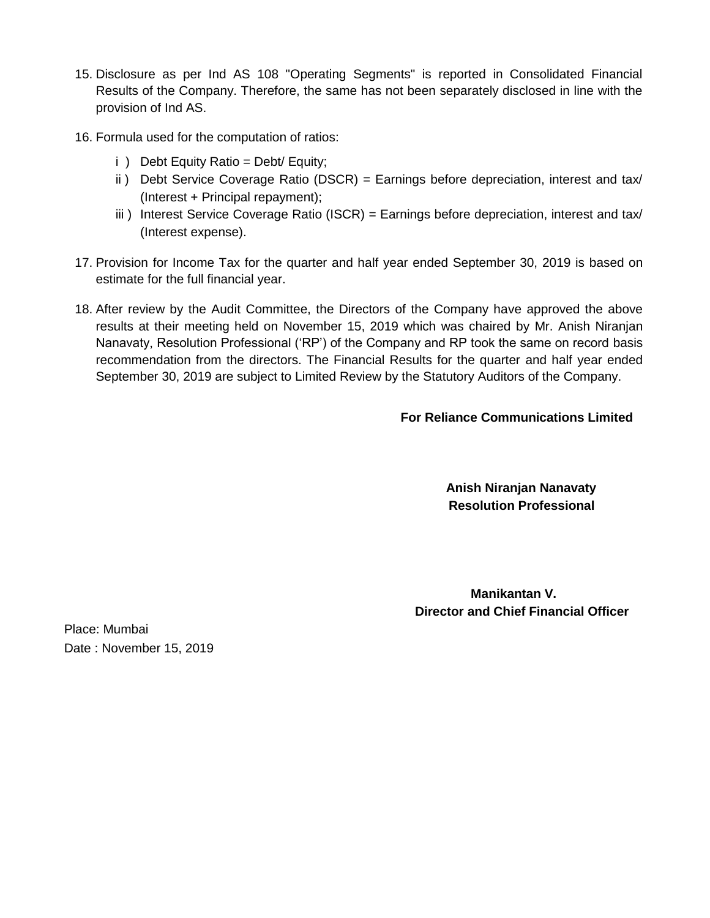15. Disclosure as per Ind AS 108 "Operating Segments" is reported in Consolidated Financial Results of the Company. Therefore, the same has not been separately disclosed in line with the provision of Ind AS.

16. Formula used for the computation of ratios:

    i ) Debt Equity Ratio = Debt/ Equity;

    ii ) Debt Service Coverage Ratio (DSCR) = Earnings before depreciation, interest and tax/ (Interest + Principal repayment);

    iii ) Interest Service Coverage Ratio (ISCR) = Earnings before depreciation, interest and tax/ (Interest expense).

17. Provision for Income Tax for the quarter and half year ended September 30, 2019 is based on estimate for the full financial year.

18. After review by the Audit Committee, the Directors of the Company have approved the above results at their meeting held on November 15, 2019 which was chaired by Mr. Anish Niranjan Nanavaty, Resolution Professional ('RP') of the Company and RP took the same on record basis recommendation from the directors. The Financial Results for the quarter and half year ended September 30, 2019 are subject to Limited Review by the Statutory Auditors of the Company.

**For Reliance Communications Limited**

**Anish Niranjan Nanavaty**
**Resolution Professional**

**Manikantan V.**
**Director and Chief Financial Officer**

Place: Mumbai
Date : November 15, 2019